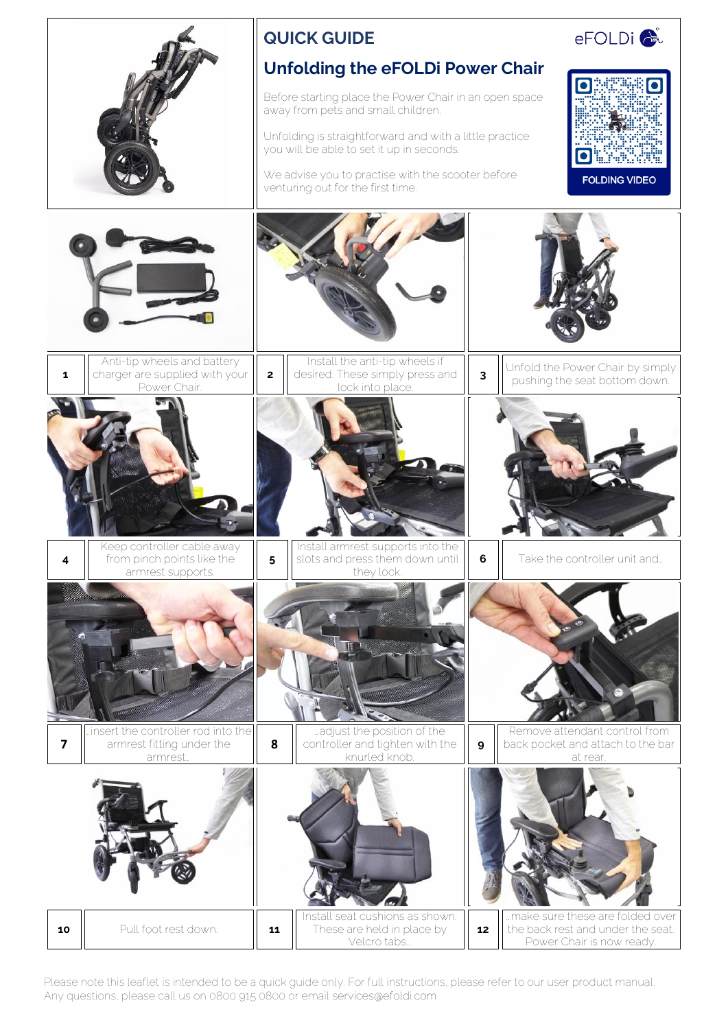# QUICK GUIDE

eFOLDi

## Unfolding the eFOLDi Power Chair

Before starting place the Power Chair in an open space away from pets and small children.

Unfolding is straightforward and with a little practice you will be able to set it up in seconds.

We advise you to practise with the scooter before venturing out for the first time.

FOLDING VIDEO

**1** Anti-tip wheels and battery charger are supplied with your Power Chair.

**2** Install the anti-tip wheels if desired. These simply press and lock into place.

**3** Unfold the Power Chair by simply pushing the seat bottom down.

**4** Keep controller cable away from pinch points like the armrest supports.

**5** Install armrest supports into the slots and press them down until they lock.

**6** Take the controller unit and..

**7** ..insert the controller rod into the armrest fitting under the armrest..

**8** ..adjust the position of the controller and tighten with the knurled knob.

**9** Remove attendant control from back pocket and attach to the bar at rear.

**10** Pull foot rest down.

**11** Install seat cushions as shown. These are held in place by Velcro tabs..

**12** ..make sure these are folded over the back rest and under the seat. Power Chair is now ready.

Please note this leaflet is intended to be a quick guide only. For full instructions, please refer to our user product manual. Any questions, please call us on 0800 915 0800 or email services@efoldi.com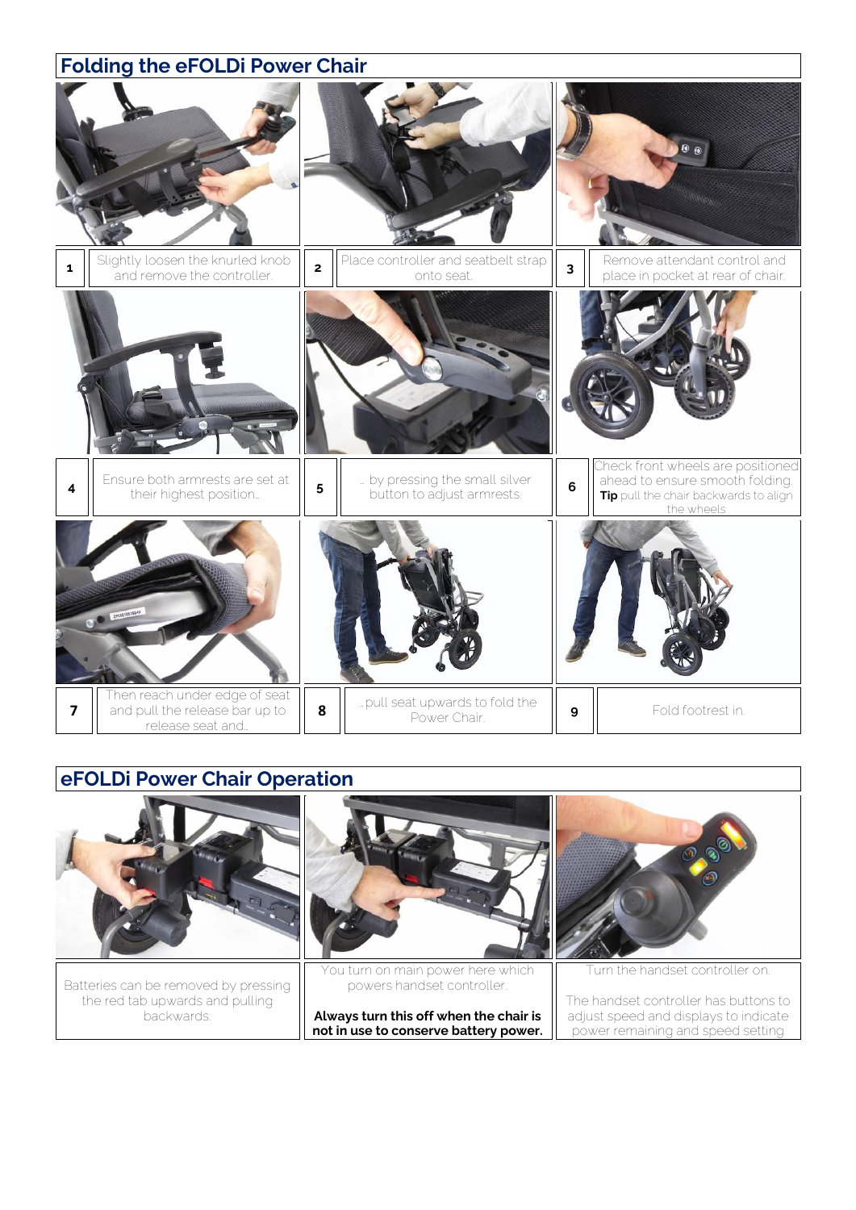## Folding the eFOLDi Power Chair

| | | | | | |
|---|---|---|---|---|---|
| **1** | Slightly loosen the knurled knob and remove the controller. | **2** | Place controller and seatbelt strap onto seat. | **3** | Remove attendant control and place in pocket at rear of chair. |
| **4** | Ensure both armrests are set at their highest position.. | **5** | .. by pressing the small silver button to adjust armrests. | **6** | Check front wheels are positioned ahead to ensure smooth folding. **Tip** pull the chair backwards to align the wheels |
| **7** | Then reach under edge of seat and pull the release bar up to release seat and.. | **8** | ..pull seat upwards to fold the Power Chair. | **9** | Fold footrest in. |

## eFOLDi Power Chair Operation

| | | |
|---|---|---|
| Batteries can be removed by pressing the red tab upwards and pulling backwards. | You turn on main power here which powers handset controller.<br><br>**Always turn this off when the chair is not in use to conserve battery power.** | Turn the handset controller on.<br><br>The handset controller has buttons to adjust speed and displays to indicate power remaining and speed setting |